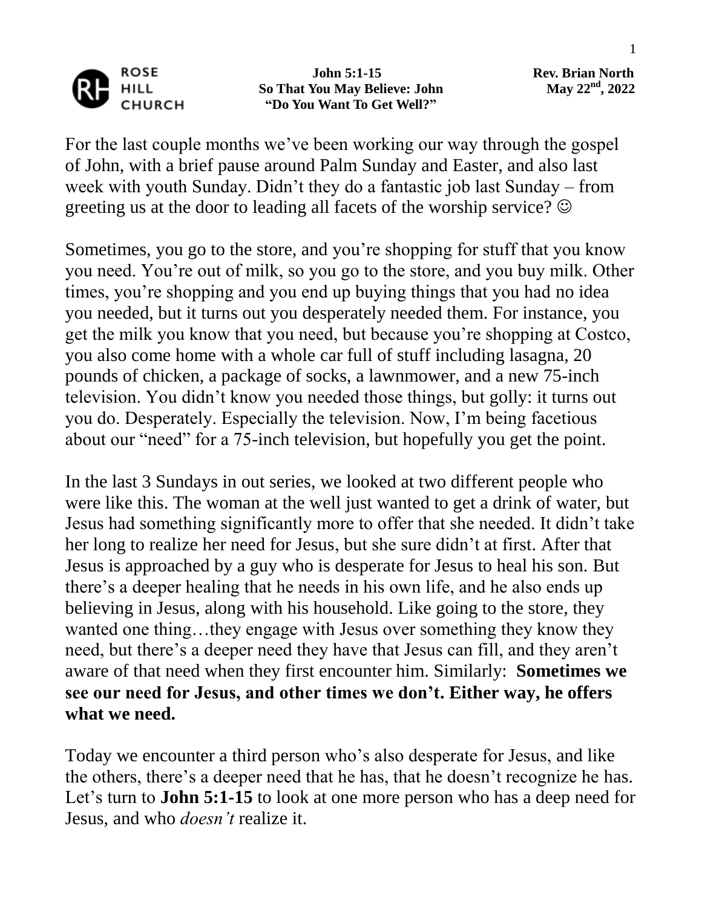**John 5:1-15**
**So That You May Believe: John**
**"Do You Want To Get Well?"**

**Rev. Brian North**
**May 22nd, 2022**

For the last couple months we've been working our way through the gospel of John, with a brief pause around Palm Sunday and Easter, and also last week with youth Sunday. Didn't they do a fantastic job last Sunday – from greeting us at the door to leading all facets of the worship service? ☺

Sometimes, you go to the store, and you're shopping for stuff that you know you need. You're out of milk, so you go to the store, and you buy milk. Other times, you're shopping and you end up buying things that you had no idea you needed, but it turns out you desperately needed them. For instance, you get the milk you know that you need, but because you're shopping at Costco, you also come home with a whole car full of stuff including lasagna, 20 pounds of chicken, a package of socks, a lawnmower, and a new 75-inch television. You didn't know you needed those things, but golly: it turns out you do. Desperately. Especially the television. Now, I'm being facetious about our "need" for a 75-inch television, but hopefully you get the point.

In the last 3 Sundays in out series, we looked at two different people who were like this. The woman at the well just wanted to get a drink of water, but Jesus had something significantly more to offer that she needed. It didn't take her long to realize her need for Jesus, but she sure didn't at first. After that Jesus is approached by a guy who is desperate for Jesus to heal his son. But there's a deeper healing that he needs in his own life, and he also ends up believing in Jesus, along with his household. Like going to the store, they wanted one thing…they engage with Jesus over something they know they need, but there's a deeper need they have that Jesus can fill, and they aren't aware of that need when they first encounter him. Similarly: **Sometimes we see our need for Jesus, and other times we don't. Either way, he offers what we need.**

Today we encounter a third person who's also desperate for Jesus, and like the others, there's a deeper need that he has, that he doesn't recognize he has. Let's turn to **John 5:1-15** to look at one more person who has a deep need for Jesus, and who *doesn't* realize it.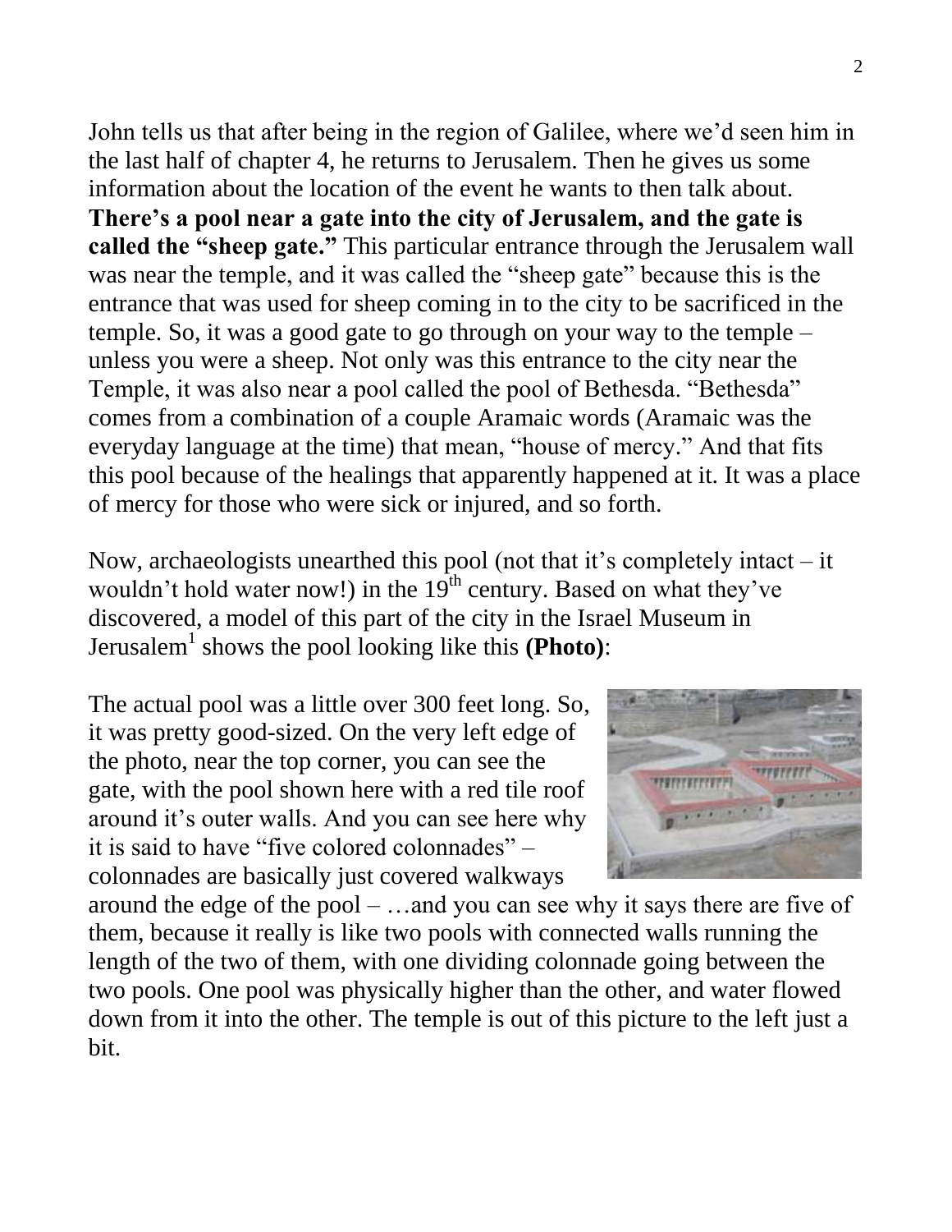John tells us that after being in the region of Galilee, where we'd seen him in the last half of chapter 4, he returns to Jerusalem. Then he gives us some information about the location of the event he wants to then talk about. **There's a pool near a gate into the city of Jerusalem, and the gate is called the "sheep gate."** This particular entrance through the Jerusalem wall was near the temple, and it was called the "sheep gate" because this is the entrance that was used for sheep coming in to the city to be sacrificed in the temple. So, it was a good gate to go through on your way to the temple – unless you were a sheep. Not only was this entrance to the city near the Temple, it was also near a pool called the pool of Bethesda. "Bethesda" comes from a combination of a couple Aramaic words (Aramaic was the everyday language at the time) that mean, "house of mercy." And that fits this pool because of the healings that apparently happened at it. It was a place of mercy for those who were sick or injured, and so forth.

Now, archaeologists unearthed this pool (not that it's completely intact – it wouldn't hold water now!) in the 19th century. Based on what they've discovered, a model of this part of the city in the Israel Museum in Jerusalem[1] shows the pool looking like this **(Photo)**:

The actual pool was a little over 300 feet long. So, it was pretty good-sized. On the very left edge of the photo, near the top corner, you can see the gate, with the pool shown here with a red tile roof around it's outer walls. And you can see here why it is said to have "five colored colonnades" – colonnades are basically just covered walkways around the edge of the pool – …and you can see why it says there are five of them, because it really is like two pools with connected walls running the length of the two of them, with one dividing colonnade going between the two pools. One pool was physically higher than the other, and water flowed down from it into the other. The temple is out of this picture to the left just a bit.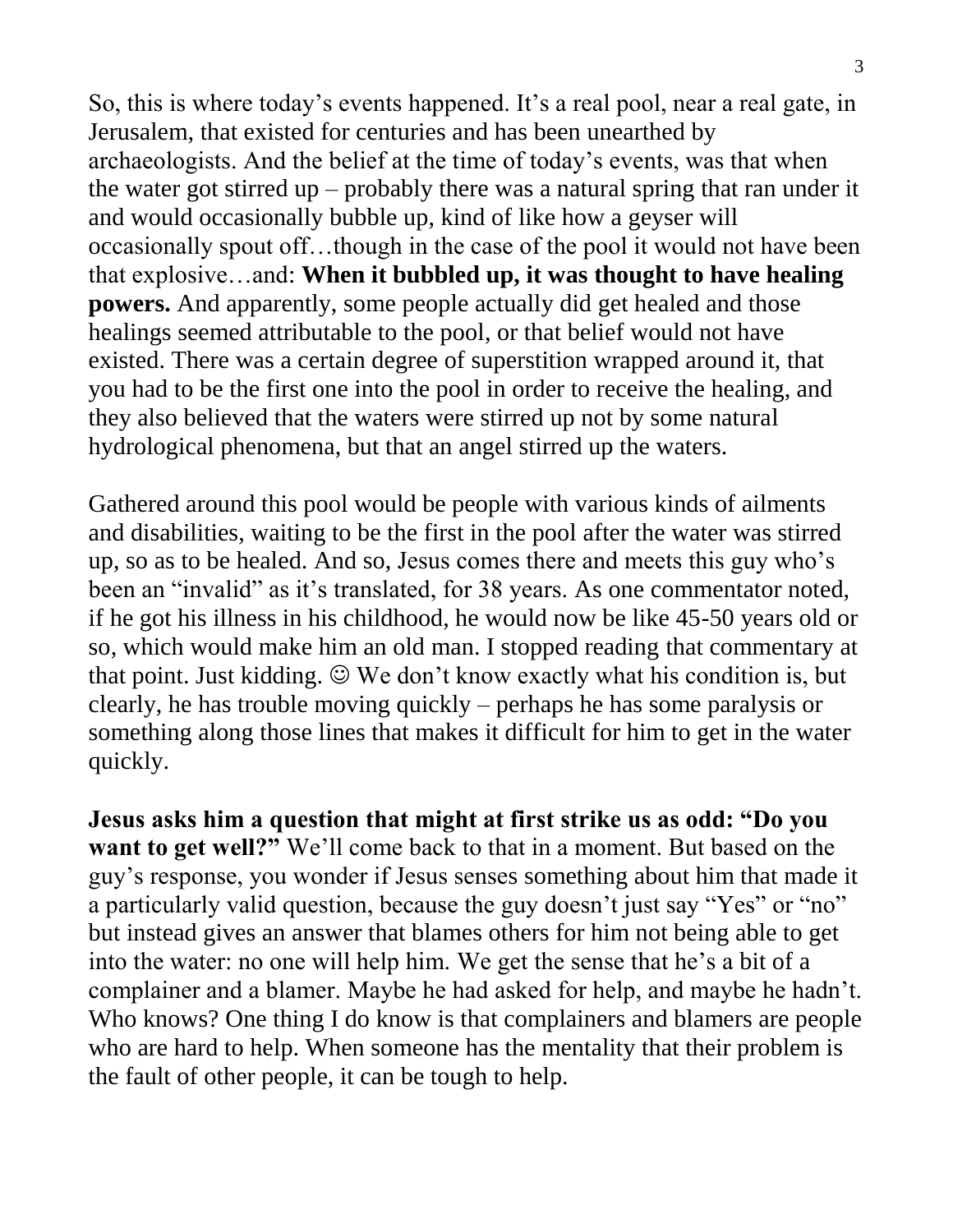So, this is where today's events happened. It's a real pool, near a real gate, in Jerusalem, that existed for centuries and has been unearthed by archaeologists. And the belief at the time of today's events, was that when the water got stirred up – probably there was a natural spring that ran under it and would occasionally bubble up, kind of like how a geyser will occasionally spout off…though in the case of the pool it would not have been that explosive…and: **When it bubbled up, it was thought to have healing powers.** And apparently, some people actually did get healed and those healings seemed attributable to the pool, or that belief would not have existed. There was a certain degree of superstition wrapped around it, that you had to be the first one into the pool in order to receive the healing, and they also believed that the waters were stirred up not by some natural hydrological phenomena, but that an angel stirred up the waters.

Gathered around this pool would be people with various kinds of ailments and disabilities, waiting to be the first in the pool after the water was stirred up, so as to be healed. And so, Jesus comes there and meets this guy who's been an "invalid" as it's translated, for 38 years. As one commentator noted, if he got his illness in his childhood, he would now be like 45-50 years old or so, which would make him an old man. I stopped reading that commentary at that point. Just kidding. ☺ We don't know exactly what his condition is, but clearly, he has trouble moving quickly – perhaps he has some paralysis or something along those lines that makes it difficult for him to get in the water quickly.

**Jesus asks him a question that might at first strike us as odd: "Do you want to get well?"** We'll come back to that in a moment. But based on the guy's response, you wonder if Jesus senses something about him that made it a particularly valid question, because the guy doesn't just say "Yes" or "no" but instead gives an answer that blames others for him not being able to get into the water: no one will help him. We get the sense that he's a bit of a complainer and a blamer. Maybe he had asked for help, and maybe he hadn't. Who knows? One thing I do know is that complainers and blamers are people who are hard to help. When someone has the mentality that their problem is the fault of other people, it can be tough to help.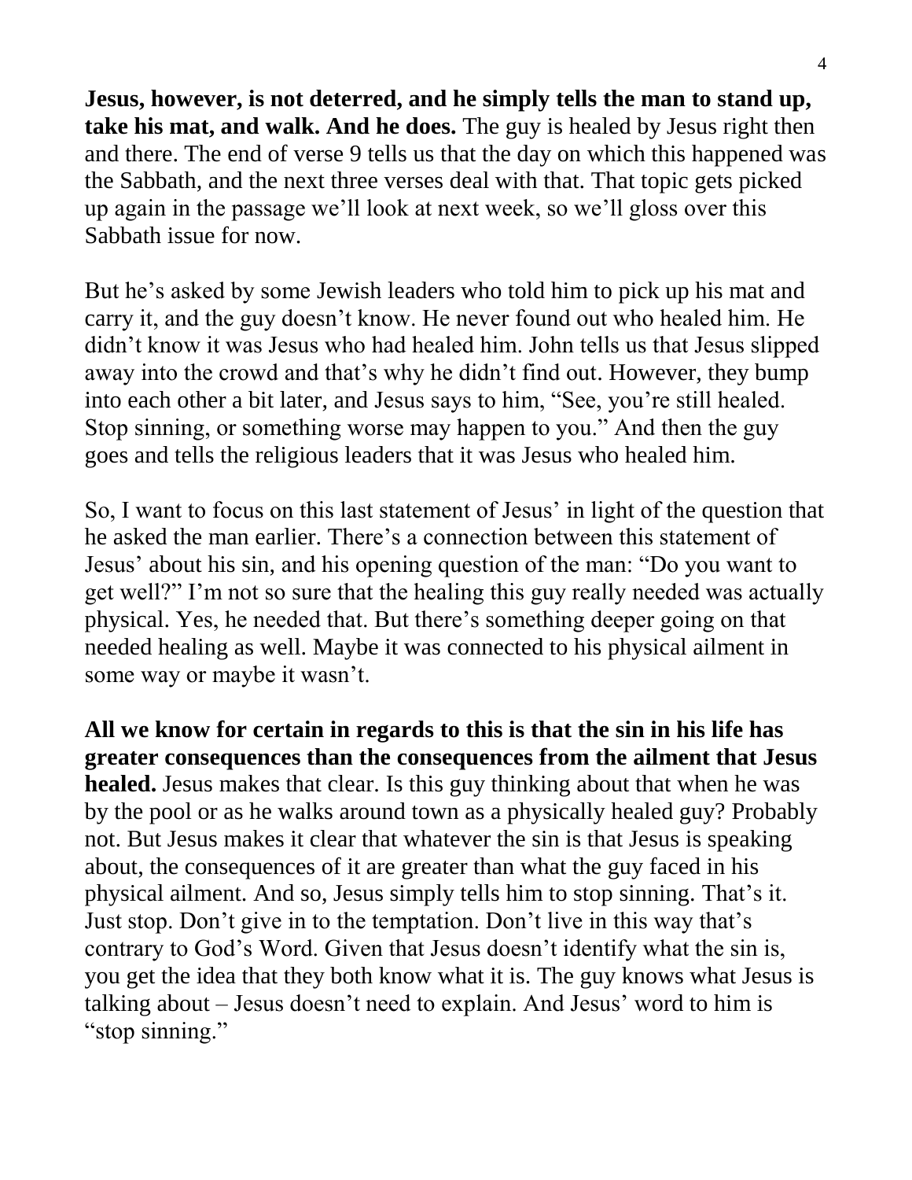**Jesus, however, is not deterred, and he simply tells the man to stand up, take his mat, and walk. And he does.** The guy is healed by Jesus right then and there. The end of verse 9 tells us that the day on which this happened was the Sabbath, and the next three verses deal with that. That topic gets picked up again in the passage we'll look at next week, so we'll gloss over this Sabbath issue for now.

But he's asked by some Jewish leaders who told him to pick up his mat and carry it, and the guy doesn't know. He never found out who healed him. He didn't know it was Jesus who had healed him. John tells us that Jesus slipped away into the crowd and that's why he didn't find out. However, they bump into each other a bit later, and Jesus says to him, "See, you're still healed. Stop sinning, or something worse may happen to you." And then the guy goes and tells the religious leaders that it was Jesus who healed him.

So, I want to focus on this last statement of Jesus' in light of the question that he asked the man earlier. There's a connection between this statement of Jesus' about his sin, and his opening question of the man: "Do you want to get well?" I'm not so sure that the healing this guy really needed was actually physical. Yes, he needed that. But there's something deeper going on that needed healing as well. Maybe it was connected to his physical ailment in some way or maybe it wasn't.

**All we know for certain in regards to this is that the sin in his life has greater consequences than the consequences from the ailment that Jesus healed.** Jesus makes that clear. Is this guy thinking about that when he was by the pool or as he walks around town as a physically healed guy? Probably not. But Jesus makes it clear that whatever the sin is that Jesus is speaking about, the consequences of it are greater than what the guy faced in his physical ailment. And so, Jesus simply tells him to stop sinning. That's it. Just stop. Don't give in to the temptation. Don't live in this way that's contrary to God's Word. Given that Jesus doesn't identify what the sin is, you get the idea that they both know what it is. The guy knows what Jesus is talking about – Jesus doesn't need to explain. And Jesus' word to him is "stop sinning."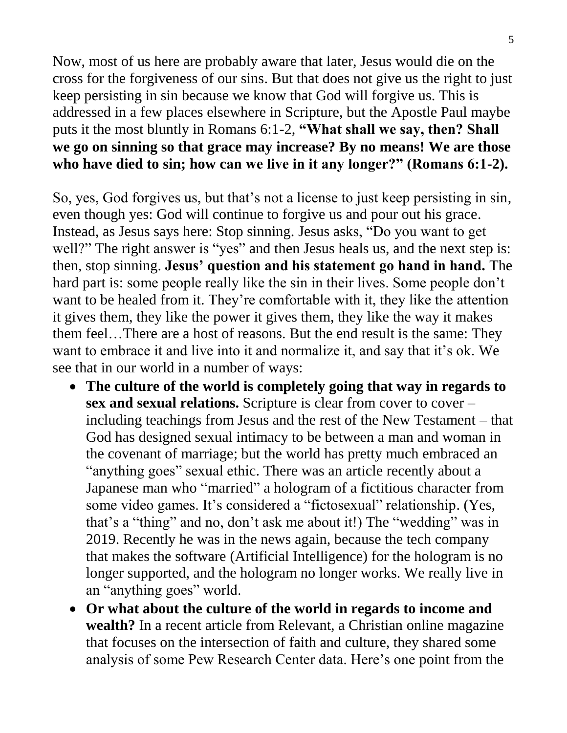Now, most of us here are probably aware that later, Jesus would die on the cross for the forgiveness of our sins. But that does not give us the right to just keep persisting in sin because we know that God will forgive us. This is addressed in a few places elsewhere in Scripture, but the Apostle Paul maybe puts it the most bluntly in Romans 6:1-2, **"What shall we say, then? Shall we go on sinning so that grace may increase? By no means! We are those who have died to sin; how can we live in it any longer?" (Romans 6:1-2).**

So, yes, God forgives us, but that's not a license to just keep persisting in sin, even though yes: God will continue to forgive us and pour out his grace. Instead, as Jesus says here: Stop sinning. Jesus asks, "Do you want to get well?" The right answer is "yes" and then Jesus heals us, and the next step is: then, stop sinning. **Jesus' question and his statement go hand in hand.** The hard part is: some people really like the sin in their lives. Some people don't want to be healed from it. They're comfortable with it, they like the attention it gives them, they like the power it gives them, they like the way it makes them feel…There are a host of reasons. But the end result is the same: They want to embrace it and live into it and normalize it, and say that it's ok. We see that in our world in a number of ways:

- **The culture of the world is completely going that way in regards to sex and sexual relations.** Scripture is clear from cover to cover – including teachings from Jesus and the rest of the New Testament – that God has designed sexual intimacy to be between a man and woman in the covenant of marriage; but the world has pretty much embraced an "anything goes" sexual ethic. There was an article recently about a Japanese man who "married" a hologram of a fictitious character from some video games. It's considered a "fictosexual" relationship. (Yes, that's a "thing" and no, don't ask me about it!) The "wedding" was in 2019. Recently he was in the news again, because the tech company that makes the software (Artificial Intelligence) for the hologram is no longer supported, and the hologram no longer works. We really live in an "anything goes" world.
- **Or what about the culture of the world in regards to income and wealth?** In a recent article from Relevant, a Christian online magazine that focuses on the intersection of faith and culture, they shared some analysis of some Pew Research Center data. Here's one point from the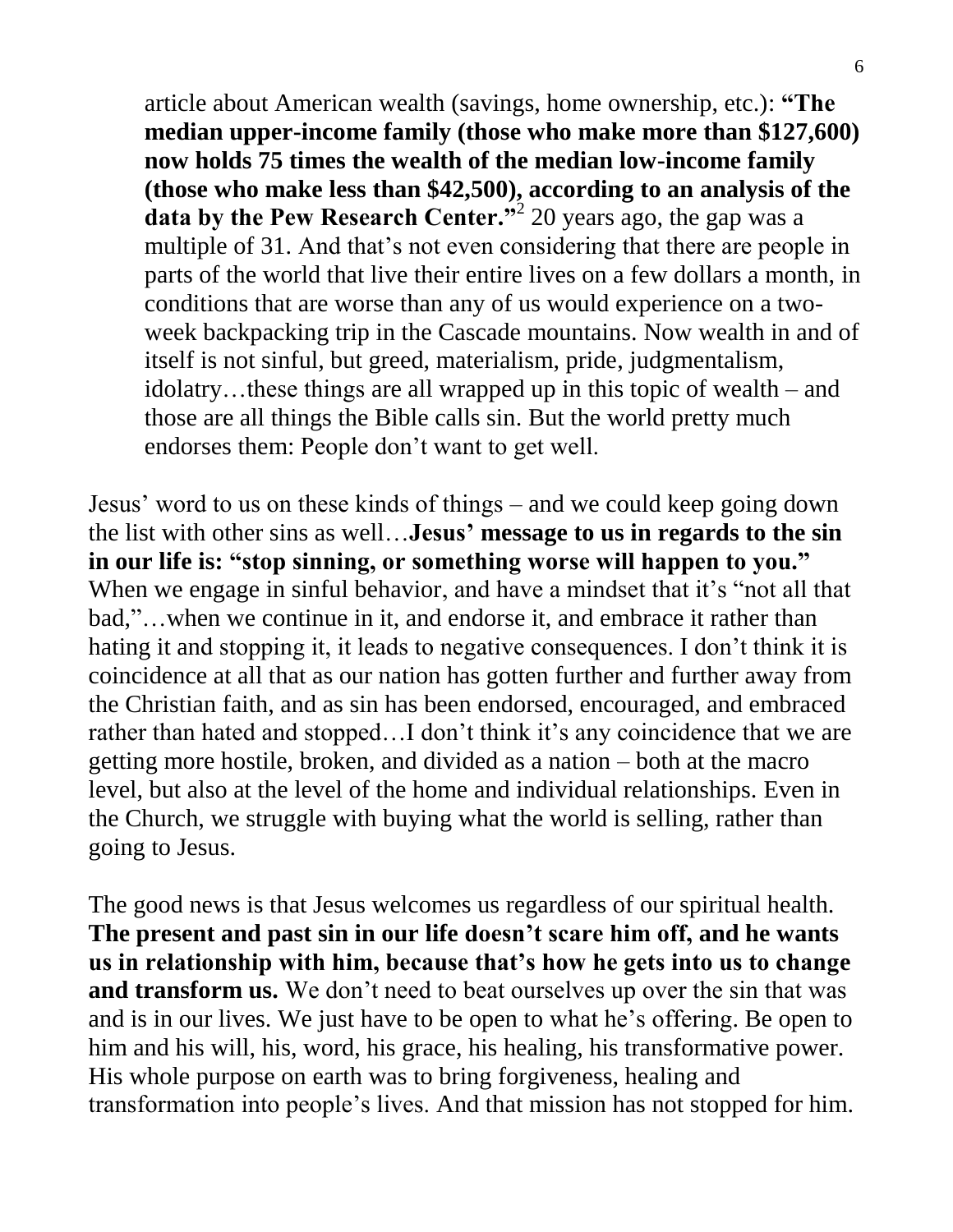article about American wealth (savings, home ownership, etc.): **"The median upper-income family (those who make more than $127,600) now holds 75 times the wealth of the median low-income family (those who make less than $42,500), according to an analysis of the data by the Pew Research Center."**[2] 20 years ago, the gap was a multiple of 31. And that's not even considering that there are people in parts of the world that live their entire lives on a few dollars a month, in conditions that are worse than any of us would experience on a two-week backpacking trip in the Cascade mountains. Now wealth in and of itself is not sinful, but greed, materialism, pride, judgmentalism, idolatry…these things are all wrapped up in this topic of wealth – and those are all things the Bible calls sin. But the world pretty much endorses them: People don't want to get well.

Jesus' word to us on these kinds of things – and we could keep going down the list with other sins as well…**Jesus' message to us in regards to the sin in our life is: "stop sinning, or something worse will happen to you."** When we engage in sinful behavior, and have a mindset that it's "not all that bad,"…when we continue in it, and endorse it, and embrace it rather than hating it and stopping it, it leads to negative consequences. I don't think it is coincidence at all that as our nation has gotten further and further away from the Christian faith, and as sin has been endorsed, encouraged, and embraced rather than hated and stopped…I don't think it's any coincidence that we are getting more hostile, broken, and divided as a nation – both at the macro level, but also at the level of the home and individual relationships. Even in the Church, we struggle with buying what the world is selling, rather than going to Jesus.

The good news is that Jesus welcomes us regardless of our spiritual health. **The present and past sin in our life doesn't scare him off, and he wants us in relationship with him, because that's how he gets into us to change and transform us.** We don't need to beat ourselves up over the sin that was and is in our lives. We just have to be open to what he's offering. Be open to him and his will, his, word, his grace, his healing, his transformative power. His whole purpose on earth was to bring forgiveness, healing and transformation into people's lives. And that mission has not stopped for him.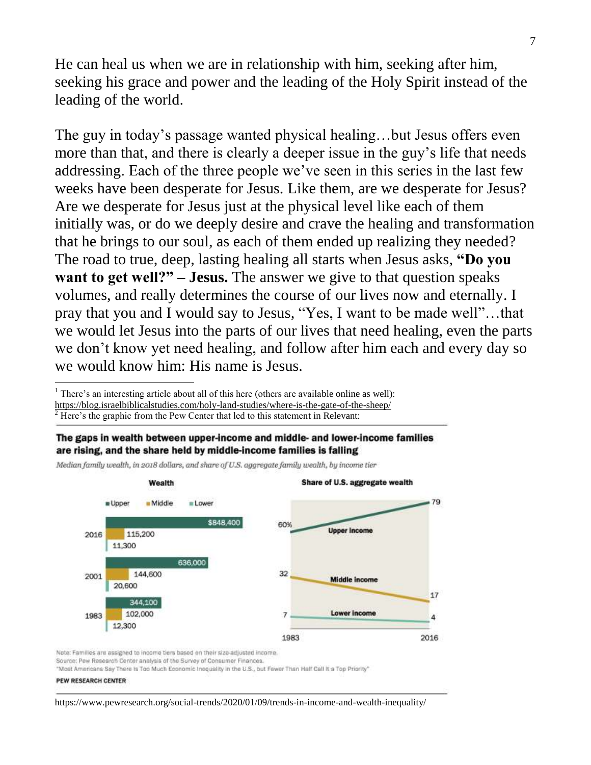He can heal us when we are in relationship with him, seeking after him, seeking his grace and power and the leading of the Holy Spirit instead of the leading of the world.

The guy in today's passage wanted physical healing…but Jesus offers even more than that, and there is clearly a deeper issue in the guy's life that needs addressing. Each of the three people we've seen in this series in the last few weeks have been desperate for Jesus. Like them, are we desperate for Jesus? Are we desperate for Jesus just at the physical level like each of them initially was, or do we deeply desire and crave the healing and transformation that he brings to our soul, as each of them ended up realizing they needed? The road to true, deep, lasting healing all starts when Jesus asks, **"Do you want to get well?" – Jesus.** The answer we give to that question speaks volumes, and really determines the course of our lives now and eternally. I pray that you and I would say to Jesus, "Yes, I want to be made well"…that we would let Jesus into the parts of our lives that need healing, even the parts we don't know yet need healing, and follow after him each and every day so we would know him: His name is Jesus.

---

[1] There's an interesting article about all of this here (others are available online as well): https://blog.israelbiblicalstudies.com/holy-land-studies/where-is-the-gate-of-the-sheep/

[2] Here's the graphic from the Pew Center that led to this statement in Relevant:

**The gaps in wealth between upper-income and middle- and lower-income families are rising, and the share held by middle-income families is falling**

*Median family wealth, in 2018 dollars, and share of U.S. aggregate family wealth, by income tier*

Wealth

Upper  Middle  Lower

2016
$848,400
115,200
11,300

2001
636,000
144,600
20,600

1983
344,100
102,000
12,300

Share of U.S. aggregate wealth

60%
Upper income
79

32
Middle income
17

7
Lower income
4

1983
2016

Note: Families are assigned to income tiers based on their size-adjusted income.
Source: Pew Research Center analysis of the Survey of Consumer Finances.
"Most Americans Say There Is Too Much Economic Inequality in the U.S., but Fewer Than Half Call It a Top Priority"

PEW RESEARCH CENTER

https://www.pewresearch.org/social-trends/2020/01/09/trends-in-income-and-wealth-inequality/